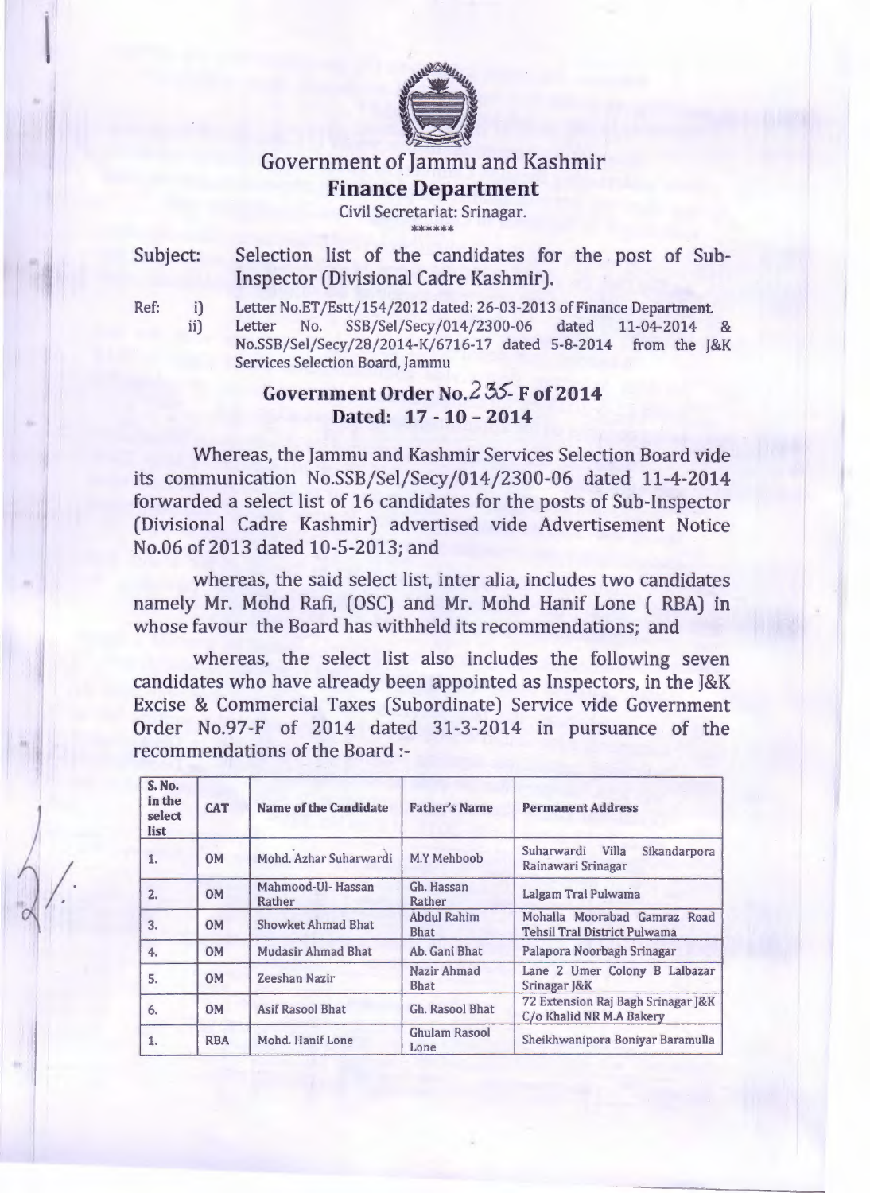# Government of Jammu and Kashmir

## Finance Department

Civil Secretariat: Srinagar.

\*\*\*\*\*\*

Subject: Selection list of the candidates for the post of Sub-Inspector (Divisional Cadre Kashmir).

Ref: i) Letter No.ET/Estt/154/2012 dated: 26-03-2013 of Finance Department.

ii) Letter No. SSB/Sel/Secy/014/2300-06 dated 11-04-2014 & No.SSB/Sel/Secy/28/2014-K/6716-17 dated 5-8-2014 from the J&K Services Selection Board, Jammu

### Government Order No.235-F of 2014
### Dated: 17 - 10 – 2014

Whereas, the Jammu and Kashmir Services Selection Board vide its communication No.SSB/Sel/Secy/014/2300-06 dated 11-4-2014 forwarded a select list of 16 candidates for the posts of Sub-Inspector (Divisional Cadre Kashmir) advertised vide Advertisement Notice No.06 of 2013 dated 10-5-2013; and

whereas, the said select list, inter alia, includes two candidates namely Mr. Mohd Rafi, (OSC) and Mr. Mohd Hanif Lone ( RBA) in whose favour the Board has withheld its recommendations; and

whereas, the select list also includes the following seven candidates who have already been appointed as Inspectors, in the J&K Excise & Commercial Taxes (Subordinate) Service vide Government Order No.97-F of 2014 dated 31-3-2014 in pursuance of the recommendations of the Board :-

| S. No. in the select list | CAT | Name of the Candidate | Father's Name | Permanent Address |
|---|---|---|---|---|
| 1. | OM | Mohd. Azhar Suharwardi | M.Y Mehboob | Suharwardi Villa Sikandarpora Rainawari Srinagar |
| 2. | OM | Mahmood-Ul- Hassan Rather | Gh. Hassan Rather | Lalgam Tral Pulwama |
| 3. | OM | Showket Ahmad Bhat | Abdul Rahim Bhat | Mohalla Moorabad Gamraz Road Tehsil Tral District Pulwama |
| 4. | OM | Mudasir Ahmad Bhat | Ab. Gani Bhat | Palapora Noorbagh Srinagar |
| 5. | OM | Zeeshan Nazir | Nazir Ahmad Bhat | Lane 2 Umer Colony B Lalbazar Srinagar J&K |
| 6. | OM | Asif Rasool Bhat | Gh. Rasool Bhat | 72 Extension Raj Bagh Srinagar J&K C/o Khalid NR M.A Bakery |
| 1. | RBA | Mohd. Hanif Lone | Ghulam Rasool Lone | Sheikhwanipora Boniyar Baramulla |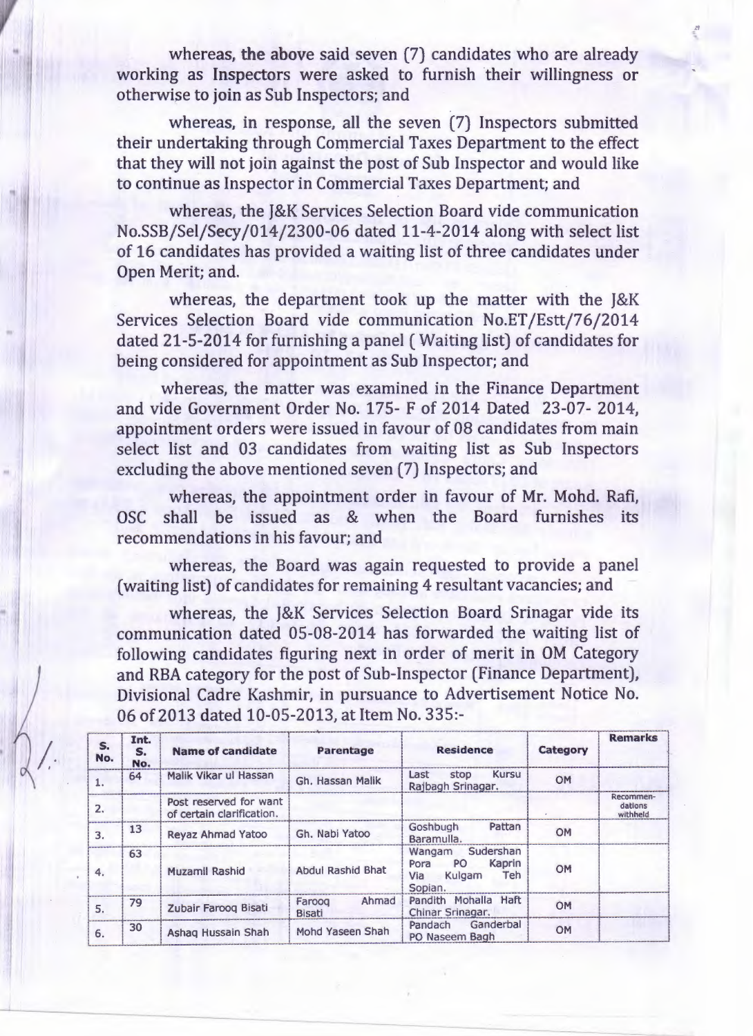whereas, the above said seven (7) candidates who are already working as Inspectors were asked to furnish their willingness or otherwise to join as Sub Inspectors; and

whereas, in response, all the seven (7) Inspectors submitted their undertaking through Commercial Taxes Department to the effect that they will not join against the post of Sub Inspector and would like to continue as Inspector in Commercial Taxes Department; and

whereas, the J&K Services Selection Board vide communication No.SSB/Sel/Secy/014/2300-06 dated 11-4-2014 along with select list of 16 candidates has provided a waiting list of three candidates under Open Merit; and.

whereas, the department took up the matter with the J&K Services Selection Board vide communication No.ET/Estt/76/2014 dated 21-5-2014 for furnishing a panel ( Waiting list) of candidates for being considered for appointment as Sub Inspector; and

whereas, the matter was examined in the Finance Department and vide Government Order No. 175- F of 2014 Dated 23-07- 2014, appointment orders were issued in favour of 08 candidates from main select list and 03 candidates from waiting list as Sub Inspectors excluding the above mentioned seven (7) Inspectors; and

whereas, the appointment order in favour of Mr. Mohd. Rafi, OSC shall be issued as & when the Board furnishes its recommendations in his favour; and

whereas, the Board was again requested to provide a panel (waiting list) of candidates for remaining 4 resultant vacancies; and

whereas, the J&K Services Selection Board Srinagar vide its communication dated 05-08-2014 has forwarded the waiting list of following candidates figuring next in order of merit in OM Category and RBA category for the post of Sub-Inspector (Finance Department), Divisional Cadre Kashmir, in pursuance to Advertisement Notice No. 06 of 2013 dated 10-05-2013, at Item No. 335:-

| S. No. | Int. S. No. | Name of candidate | Parentage | Residence | Category | Remarks |
|---|---|---|---|---|---|---|
| 1. | 64 | Malik Vikar ul Hassan | Gh. Hassan Malik | Last stop Kursu Rajbagh Srinagar. | OM | |
| 2. | | Post reserved for want of certain clarification. | | | | Recommendations withheld |
| 3. | 13 | Reyaz Ahmad Yatoo | Gh. Nabi Yatoo | Goshbugh Pattan Baramulla. | OM | |
| 4. | 63 | Muzamil Rashid | Abdul Rashid Bhat | Wangam Sudershan Pora PO Kaprin Via Kulgam Teh Sopian. | OM | |
| 5. | 79 | Zubair Farooq Bisati | Farooq Ahmad Bisati | Pandith Mohalla Haft Chinar Srinagar. | OM | |
| 6. | 30 | Ashaq Hussain Shah | Mohd Yaseen Shah | Pandach Ganderbal PO Naseem Bagh | OM | |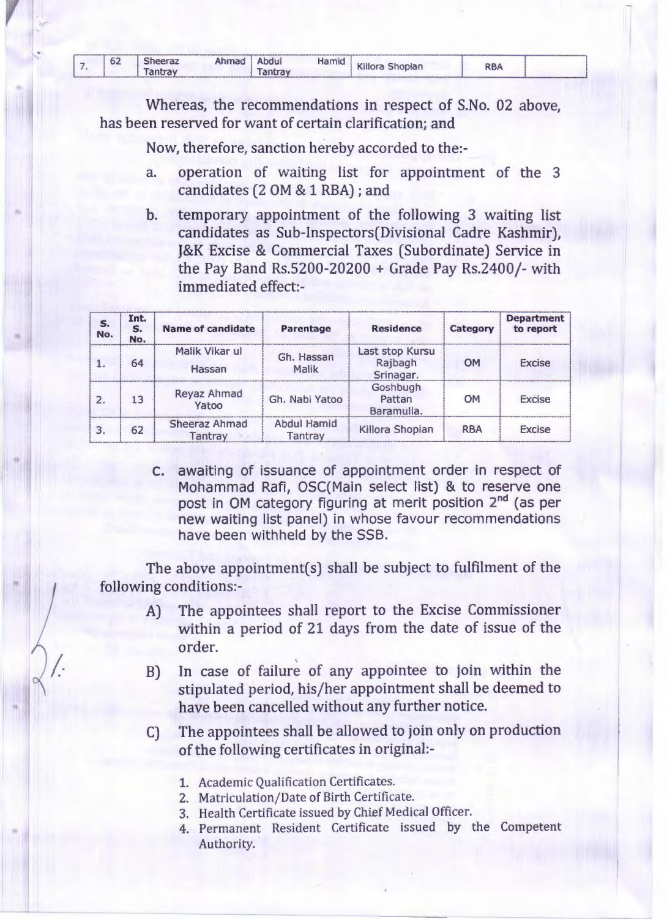| 7. | 62 | Sheeraz Ahmad Tantray | Abdul Hamid Tantray | Killora Shopian | RBA | |
|---|---|---|---|---|---|---|

Whereas, the recommendations in respect of S.No. 02 above, has been reserved for want of certain clarification; and

Now, therefore, sanction hereby accorded to the:-

a. operation of waiting list for appointment of the 3 candidates (2 OM & 1 RBA) ; and

b. temporary appointment of the following 3 waiting list candidates as Sub-Inspectors(Divisional Cadre Kashmir), J&K Excise & Commercial Taxes (Subordinate) Service in the Pay Band Rs.5200-20200 + Grade Pay Rs.2400/- with immediated effect:-

| S. No. | Int. S. No. | Name of candidate | Parentage | Residence | Category | Department to report |
|---|---|---|---|---|---|---|
| 1. | 64 | Malik Vikar ul Hassan | Gh. Hassan Malik | Last stop Kursu Rajbagh Srinagar. | OM | Excise |
| 2. | 13 | Reyaz Ahmad Yatoo | Gh. Nabi Yatoo | Goshbugh Pattan Baramulla. | OM | Excise |
| 3. | 62 | Sheeraz Ahmad Tantray | Abdul Hamid Tantray | Killora Shopian | RBA | Excise |

c. awaiting of issuance of appointment order in respect of Mohammad Rafi, OSC(Main select list) & to reserve one post in OM category figuring at merit position 2nd (as per new waiting list panel) in whose favour recommendations have been withheld by the SSB.

The above appointment(s) shall be subject to fulfilment of the following conditions:-

A) The appointees shall report to the Excise Commissioner within a period of 21 days from the date of issue of the order.

B) In case of failure of any appointee to join within the stipulated period, his/her appointment shall be deemed to have been cancelled without any further notice.

C) The appointees shall be allowed to join only on production of the following certificates in original:-

1. Academic Qualification Certificates.
2. Matriculation/Date of Birth Certificate.
3. Health Certificate issued by Chief Medical Officer.
4. Permanent Resident Certificate issued by the Competent Authority.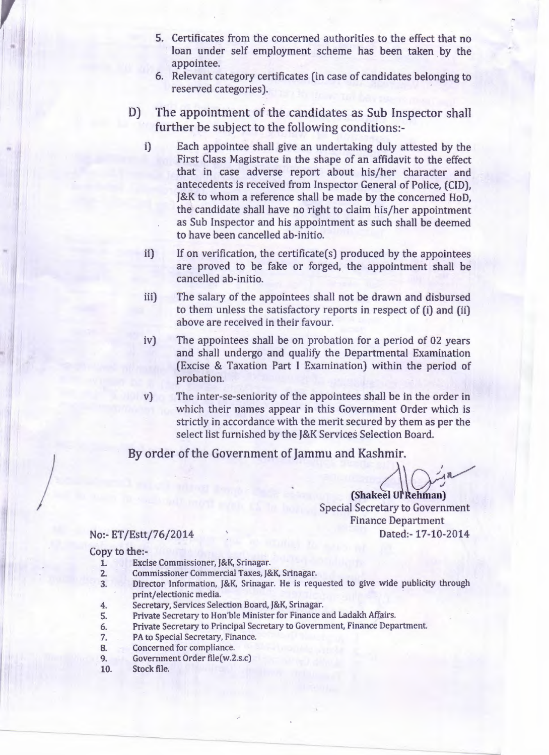5. Certificates from the concerned authorities to the effect that no loan under self employment scheme has been taken by the appointee.
6. Relevant category certificates (in case of candidates belonging to reserved categories).

D) The appointment of the candidates as Sub Inspector shall further be subject to the following conditions:-

i) Each appointee shall give an undertaking duly attested by the First Class Magistrate in the shape of an affidavit to the effect that in case adverse report about his/her character and antecedents is received from Inspector General of Police, (CID), J&K to whom a reference shall be made by the concerned HoD, the candidate shall have no right to claim his/her appointment as Sub Inspector and his appointment as such shall be deemed to have been cancelled ab-initio.

ii) If on verification, the certificate(s) produced by the appointees are proved to be fake or forged, the appointment shall be cancelled ab-initio.

iii) The salary of the appointees shall not be drawn and disbursed to them unless the satisfactory reports in respect of (i) and (ii) above are received in their favour.

iv) The appointees shall be on probation for a period of 02 years and shall undergo and qualify the Departmental Examination (Excise & Taxation Part I Examination) within the period of probation.

v) The inter-se-seniority of the appointees shall be in the order in which their names appear in this Government Order which is strictly in accordance with the merit secured by them as per the select list furnished by the J&K Services Selection Board.

**By order of the Government of Jammu and Kashmir.**

(Shakeel Ul Rehman)
Special Secretary to Government
Finance Department

No:- ET/Estt/76/2014

Dated:- 17-10-2014

Copy to the:-

1. Excise Commissioner, J&K, Srinagar.
2. Commissioner Commercial Taxes, J&K, Srinagar.
3. Director Information, J&K, Srinagar. He is requested to give wide publicity through print/electonic media.
4. Secretary, Services Selection Board, J&K, Srinagar.
5. Private Secretary to Hon'ble Minister for Finance and Ladakh Affairs.
6. Private Secretary to Principal Secretary to Government, Finance Department.
7. PA to Special Secretary, Finance.
8. Concerned for compliance.
9. Government Order file(w.2.s.c)
10. Stock file.